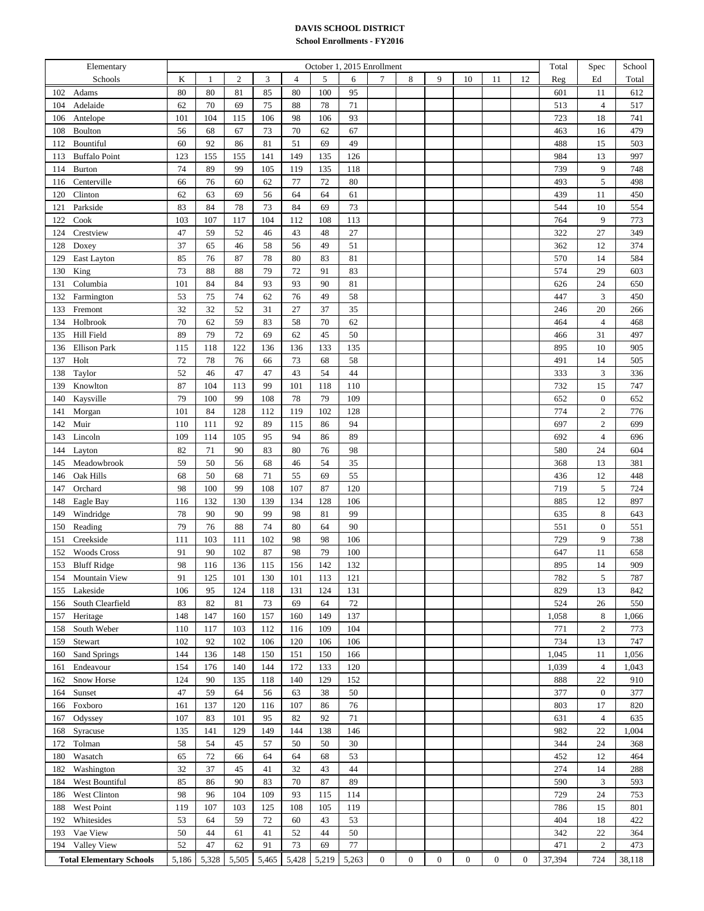# DAVIS SCHOOL DISTRICT

## School Enrollments - FY2016

| Elementary Schools | | October 1, 2015 Enrollment | | | | | | | | | | | | | Total | Spec | School |
|---|---|---|---|---|---|---|---|---|---|---|---|---|---|---|---|---|---|
| | | K | 1 | 2 | 3 | 4 | 5 | 6 | 7 | 8 | 9 | 10 | 11 | 12 | Reg | Ed | Total |
| 102 | Adams | 80 | 80 | 81 | 85 | 80 | 100 | 95 | | | | | | | 601 | 11 | 612 |
| 104 | Adelaide | 62 | 70 | 69 | 75 | 88 | 78 | 71 | | | | | | | 513 | 4 | 517 |
| 106 | Antelope | 101 | 104 | 115 | 106 | 98 | 106 | 93 | | | | | | | 723 | 18 | 741 |
| 108 | Boulton | 56 | 68 | 67 | 73 | 70 | 62 | 67 | | | | | | | 463 | 16 | 479 |
| 112 | Bountiful | 60 | 92 | 86 | 81 | 51 | 69 | 49 | | | | | | | 488 | 15 | 503 |
| 113 | Buffalo Point | 123 | 155 | 155 | 141 | 149 | 135 | 126 | | | | | | | 984 | 13 | 997 |
| 114 | Burton | 74 | 89 | 99 | 105 | 119 | 135 | 118 | | | | | | | 739 | 9 | 748 |
| 116 | Centerville | 66 | 76 | 60 | 62 | 77 | 72 | 80 | | | | | | | 493 | 5 | 498 |
| 120 | Clinton | 62 | 63 | 69 | 56 | 64 | 64 | 61 | | | | | | | 439 | 11 | 450 |
| 121 | Parkside | 83 | 84 | 78 | 73 | 84 | 69 | 73 | | | | | | | 544 | 10 | 554 |
| 122 | Cook | 103 | 107 | 117 | 104 | 112 | 108 | 113 | | | | | | | 764 | 9 | 773 |
| 124 | Crestview | 47 | 59 | 52 | 46 | 43 | 48 | 27 | | | | | | | 322 | 27 | 349 |
| 128 | Doxey | 37 | 65 | 46 | 58 | 56 | 49 | 51 | | | | | | | 362 | 12 | 374 |
| 129 | East Layton | 85 | 76 | 87 | 78 | 80 | 83 | 81 | | | | | | | 570 | 14 | 584 |
| 130 | King | 73 | 88 | 88 | 79 | 72 | 91 | 83 | | | | | | | 574 | 29 | 603 |
| 131 | Columbia | 101 | 84 | 84 | 93 | 93 | 90 | 81 | | | | | | | 626 | 24 | 650 |
| 132 | Farmington | 53 | 75 | 74 | 62 | 76 | 49 | 58 | | | | | | | 447 | 3 | 450 |
| 133 | Fremont | 32 | 32 | 52 | 31 | 27 | 37 | 35 | | | | | | | 246 | 20 | 266 |
| 134 | Holbrook | 70 | 62 | 59 | 83 | 58 | 70 | 62 | | | | | | | 464 | 4 | 468 |
| 135 | Hill Field | 89 | 79 | 72 | 69 | 62 | 45 | 50 | | | | | | | 466 | 31 | 497 |
| 136 | Ellison Park | 115 | 118 | 122 | 136 | 136 | 133 | 135 | | | | | | | 895 | 10 | 905 |
| 137 | Holt | 72 | 78 | 76 | 66 | 73 | 68 | 58 | | | | | | | 491 | 14 | 505 |
| 138 | Taylor | 52 | 46 | 47 | 47 | 43 | 54 | 44 | | | | | | | 333 | 3 | 336 |
| 139 | Knowlton | 87 | 104 | 113 | 99 | 101 | 118 | 110 | | | | | | | 732 | 15 | 747 |
| 140 | Kaysville | 79 | 100 | 99 | 108 | 78 | 79 | 109 | | | | | | | 652 | 0 | 652 |
| 141 | Morgan | 101 | 84 | 128 | 112 | 119 | 102 | 128 | | | | | | | 774 | 2 | 776 |
| 142 | Muir | 110 | 111 | 92 | 89 | 115 | 86 | 94 | | | | | | | 697 | 2 | 699 |
| 143 | Lincoln | 109 | 114 | 105 | 95 | 94 | 86 | 89 | | | | | | | 692 | 4 | 696 |
| 144 | Layton | 82 | 71 | 90 | 83 | 80 | 76 | 98 | | | | | | | 580 | 24 | 604 |
| 145 | Meadowbrook | 59 | 50 | 56 | 68 | 46 | 54 | 35 | | | | | | | 368 | 13 | 381 |
| 146 | Oak Hills | 68 | 50 | 68 | 71 | 55 | 69 | 55 | | | | | | | 436 | 12 | 448 |
| 147 | Orchard | 98 | 100 | 99 | 108 | 107 | 87 | 120 | | | | | | | 719 | 5 | 724 |
| 148 | Eagle Bay | 116 | 132 | 130 | 139 | 134 | 128 | 106 | | | | | | | 885 | 12 | 897 |
| 149 | Windridge | 78 | 90 | 90 | 99 | 98 | 81 | 99 | | | | | | | 635 | 8 | 643 |
| 150 | Reading | 79 | 76 | 88 | 74 | 80 | 64 | 90 | | | | | | | 551 | 0 | 551 |
| 151 | Creekside | 111 | 103 | 111 | 102 | 98 | 98 | 106 | | | | | | | 729 | 9 | 738 |
| 152 | Woods Cross | 91 | 90 | 102 | 87 | 98 | 79 | 100 | | | | | | | 647 | 11 | 658 |
| 153 | Bluff Ridge | 98 | 116 | 136 | 115 | 156 | 142 | 132 | | | | | | | 895 | 14 | 909 |
| 154 | Mountain View | 91 | 125 | 101 | 130 | 101 | 113 | 121 | | | | | | | 782 | 5 | 787 |
| 155 | Lakeside | 106 | 95 | 124 | 118 | 131 | 124 | 131 | | | | | | | 829 | 13 | 842 |
| 156 | South Clearfield | 83 | 82 | 81 | 73 | 69 | 64 | 72 | | | | | | | 524 | 26 | 550 |
| 157 | Heritage | 148 | 147 | 160 | 157 | 160 | 149 | 137 | | | | | | | 1,058 | 8 | 1,066 |
| 158 | South Weber | 110 | 117 | 103 | 112 | 116 | 109 | 104 | | | | | | | 771 | 2 | 773 |
| 159 | Stewart | 102 | 92 | 102 | 106 | 120 | 106 | 106 | | | | | | | 734 | 13 | 747 |
| 160 | Sand Springs | 144 | 136 | 148 | 150 | 151 | 150 | 166 | | | | | | | 1,045 | 11 | 1,056 |
| 161 | Endeavour | 154 | 176 | 140 | 144 | 172 | 133 | 120 | | | | | | | 1,039 | 4 | 1,043 |
| 162 | Snow Horse | 124 | 90 | 135 | 118 | 140 | 129 | 152 | | | | | | | 888 | 22 | 910 |
| 164 | Sunset | 47 | 59 | 64 | 56 | 63 | 38 | 50 | | | | | | | 377 | 0 | 377 |
| 166 | Foxboro | 161 | 137 | 120 | 116 | 107 | 86 | 76 | | | | | | | 803 | 17 | 820 |
| 167 | Odyssey | 107 | 83 | 101 | 95 | 82 | 92 | 71 | | | | | | | 631 | 4 | 635 |
| 168 | Syracuse | 135 | 141 | 129 | 149 | 144 | 138 | 146 | | | | | | | 982 | 22 | 1,004 |
| 172 | Tolman | 58 | 54 | 45 | 57 | 50 | 50 | 30 | | | | | | | 344 | 24 | 368 |
| 180 | Wasatch | 65 | 72 | 66 | 64 | 64 | 68 | 53 | | | | | | | 452 | 12 | 464 |
| 182 | Washington | 32 | 37 | 45 | 41 | 32 | 43 | 44 | | | | | | | 274 | 14 | 288 |
| 184 | West Bountiful | 85 | 86 | 90 | 83 | 70 | 87 | 89 | | | | | | | 590 | 3 | 593 |
| 186 | West Clinton | 98 | 96 | 104 | 109 | 93 | 115 | 114 | | | | | | | 729 | 24 | 753 |
| 188 | West Point | 119 | 107 | 103 | 125 | 108 | 105 | 119 | | | | | | | 786 | 15 | 801 |
| 192 | Whitesides | 53 | 64 | 59 | 72 | 60 | 43 | 53 | | | | | | | 404 | 18 | 422 |
| 193 | Vae View | 50 | 44 | 61 | 41 | 52 | 44 | 50 | | | | | | | 342 | 22 | 364 |
| 194 | Valley View | 52 | 47 | 62 | 91 | 73 | 69 | 77 | | | | | | | 471 | 2 | 473 |
| **Total Elementary Schools** | | 5,186 | 5,328 | 5,505 | 5,465 | 5,428 | 5,219 | 5,263 | 0 | 0 | 0 | 0 | 0 | 0 | 37,394 | 724 | 38,118 |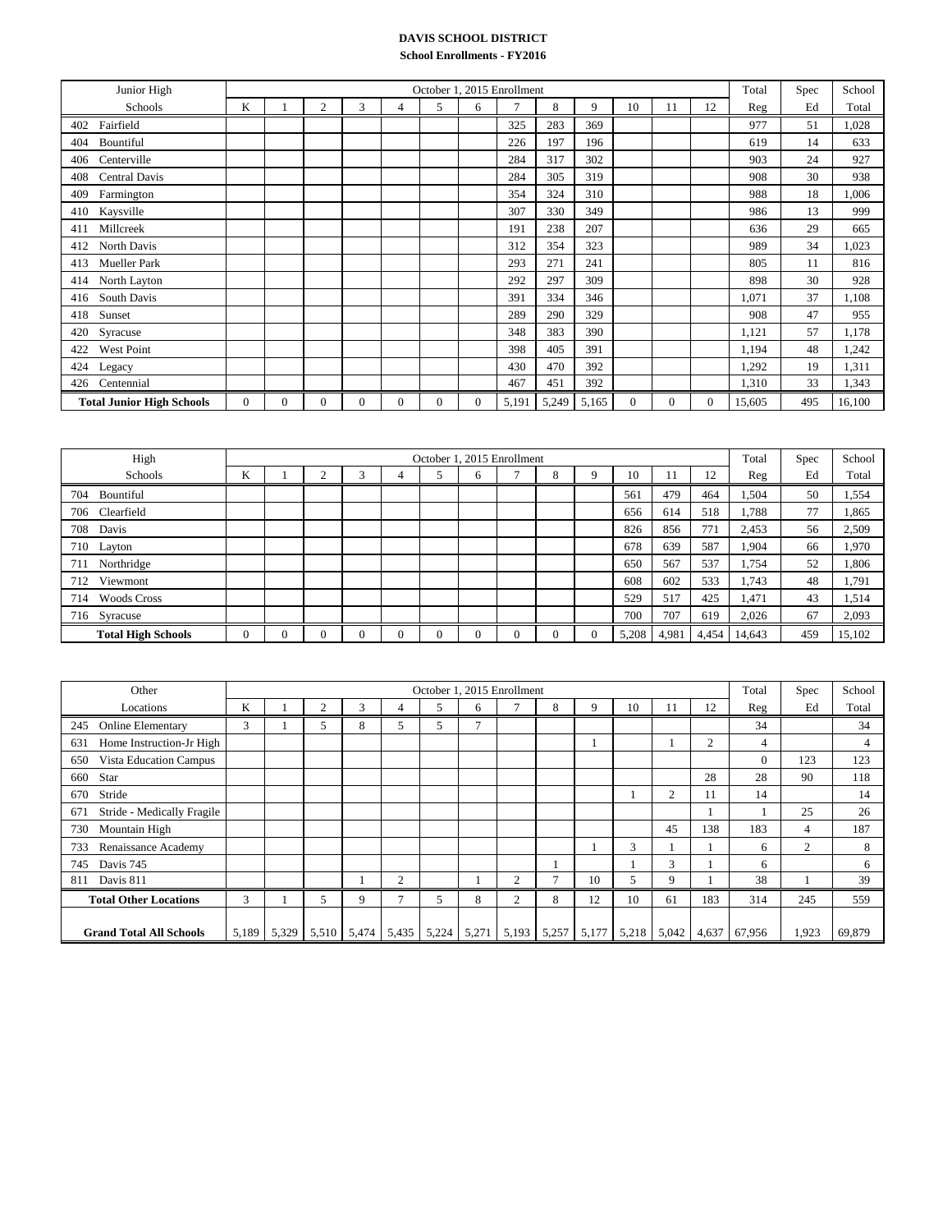# DAVIS SCHOOL DISTRICT

**School Enrollments - FY2016**

| Junior High | | | | | | October 1, 2015 Enrollment | | | | | | | | Total | Spec | School |
|---|---|---|---|---|---|---|---|---|---|---|---|---|---|---|---|---|
| Schools | K | 1 | 2 | 3 | 4 | 5 | 6 | 7 | 8 | 9 | 10 | 11 | 12 | Reg | Ed | Total |
| 402 Fairfield | | | | | | | | 325 | 283 | 369 | | | | 977 | 51 | 1,028 |
| 404 Bountiful | | | | | | | | 226 | 197 | 196 | | | | 619 | 14 | 633 |
| 406 Centerville | | | | | | | | 284 | 317 | 302 | | | | 903 | 24 | 927 |
| 408 Central Davis | | | | | | | | 284 | 305 | 319 | | | | 908 | 30 | 938 |
| 409 Farmington | | | | | | | | 354 | 324 | 310 | | | | 988 | 18 | 1,006 |
| 410 Kaysville | | | | | | | | 307 | 330 | 349 | | | | 986 | 13 | 999 |
| 411 Millcreek | | | | | | | | 191 | 238 | 207 | | | | 636 | 29 | 665 |
| 412 North Davis | | | | | | | | 312 | 354 | 323 | | | | 989 | 34 | 1,023 |
| 413 Mueller Park | | | | | | | | 293 | 271 | 241 | | | | 805 | 11 | 816 |
| 414 North Layton | | | | | | | | 292 | 297 | 309 | | | | 898 | 30 | 928 |
| 416 South Davis | | | | | | | | 391 | 334 | 346 | | | | 1,071 | 37 | 1,108 |
| 418 Sunset | | | | | | | | 289 | 290 | 329 | | | | 908 | 47 | 955 |
| 420 Syracuse | | | | | | | | 348 | 383 | 390 | | | | 1,121 | 57 | 1,178 |
| 422 West Point | | | | | | | | 398 | 405 | 391 | | | | 1,194 | 48 | 1,242 |
| 424 Legacy | | | | | | | | 430 | 470 | 392 | | | | 1,292 | 19 | 1,311 |
| 426 Centennial | | | | | | | | 467 | 451 | 392 | | | | 1,310 | 33 | 1,343 |
| **Total Junior High Schools** | 0 | 0 | 0 | 0 | 0 | 0 | 0 | 5,191 | 5,249 | 5,165 | 0 | 0 | 0 | 15,605 | 495 | 16,100 |

| High | | | | | | October 1, 2015 Enrollment | | | | | | | | Total | Spec | School |
|---|---|---|---|---|---|---|---|---|---|---|---|---|---|---|---|---|
| Schools | K | 1 | 2 | 3 | 4 | 5 | 6 | 7 | 8 | 9 | 10 | 11 | 12 | Reg | Ed | Total |
| 704 Bountiful | | | | | | | | | | | 561 | 479 | 464 | 1,504 | 50 | 1,554 |
| 706 Clearfield | | | | | | | | | | | 656 | 614 | 518 | 1,788 | 77 | 1,865 |
| 708 Davis | | | | | | | | | | | 826 | 856 | 771 | 2,453 | 56 | 2,509 |
| 710 Layton | | | | | | | | | | | 678 | 639 | 587 | 1,904 | 66 | 1,970 |
| 711 Northridge | | | | | | | | | | | 650 | 567 | 537 | 1,754 | 52 | 1,806 |
| 712 Viewmont | | | | | | | | | | | 608 | 602 | 533 | 1,743 | 48 | 1,791 |
| 714 Woods Cross | | | | | | | | | | | 529 | 517 | 425 | 1,471 | 43 | 1,514 |
| 716 Syracuse | | | | | | | | | | | 700 | 707 | 619 | 2,026 | 67 | 2,093 |
| **Total High Schools** | 0 | 0 | 0 | 0 | 0 | 0 | 0 | 0 | 0 | 0 | 5,208 | 4,981 | 4,454 | 14,643 | 459 | 15,102 |

| Other | | | | | | October 1, 2015 Enrollment | | | | | | | | Total | Spec | School |
|---|---|---|---|---|---|---|---|---|---|---|---|---|---|---|---|---|
| Locations | K | 1 | 2 | 3 | 4 | 5 | 6 | 7 | 8 | 9 | 10 | 11 | 12 | Reg | Ed | Total |
| 245 Online Elementary | 3 | 1 | 5 | 8 | 5 | 5 | 7 | | | | | | | 34 | | 34 |
| 631 Home Instruction-Jr High | | | | | | | | | | 1 | | 1 | 2 | 4 | | 4 |
| 650 Vista Education Campus | | | | | | | | | | | | | | 0 | 123 | 123 |
| 660 Star | | | | | | | | | | | | | 28 | 28 | 90 | 118 |
| 670 Stride | | | | | | | | | | | 1 | 2 | 11 | 14 | | 14 |
| 671 Stride - Medically Fragile | | | | | | | | | | | | | 1 | 1 | 25 | 26 |
| 730 Mountain High | | | | | | | | | | | | 45 | 138 | 183 | 4 | 187 |
| 733 Renaissance Academy | | | | | | | | | | 1 | 3 | 1 | 1 | 6 | 2 | 8 |
| 745 Davis 745 | | | | | | | | | 1 | | 1 | 3 | 1 | 6 | | 6 |
| 811 Davis 811 | | | | 1 | 2 | | 1 | 2 | 7 | 10 | 5 | 9 | 1 | 38 | 1 | 39 |
| **Total Other Locations** | 3 | 1 | 5 | 9 | 7 | 5 | 8 | 2 | 8 | 12 | 10 | 61 | 183 | 314 | 245 | 559 |
| **Grand Total All Schools** | 5,189 | 5,329 | 5,510 | 5,474 | 5,435 | 5,224 | 5,271 | 5,193 | 5,257 | 5,177 | 5,218 | 5,042 | 4,637 | 67,956 | 1,923 | 69,879 |